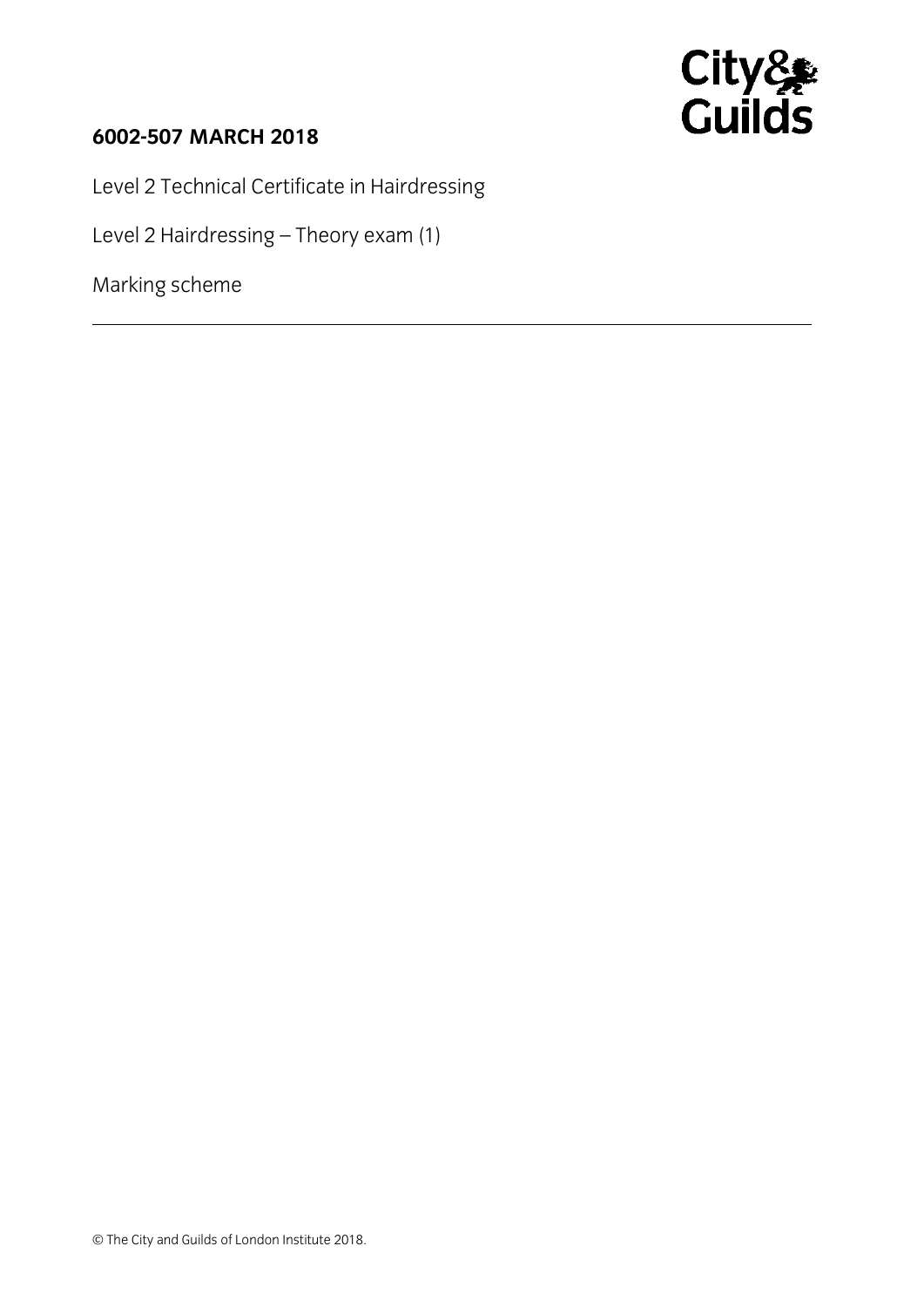**6002-507 MARCH 2018**

Level 2 Technical Certificate in Hairdressing

Level 2 Hairdressing – Theory exam (1)

Marking scheme

---

© The City and Guilds of London Institute 2018.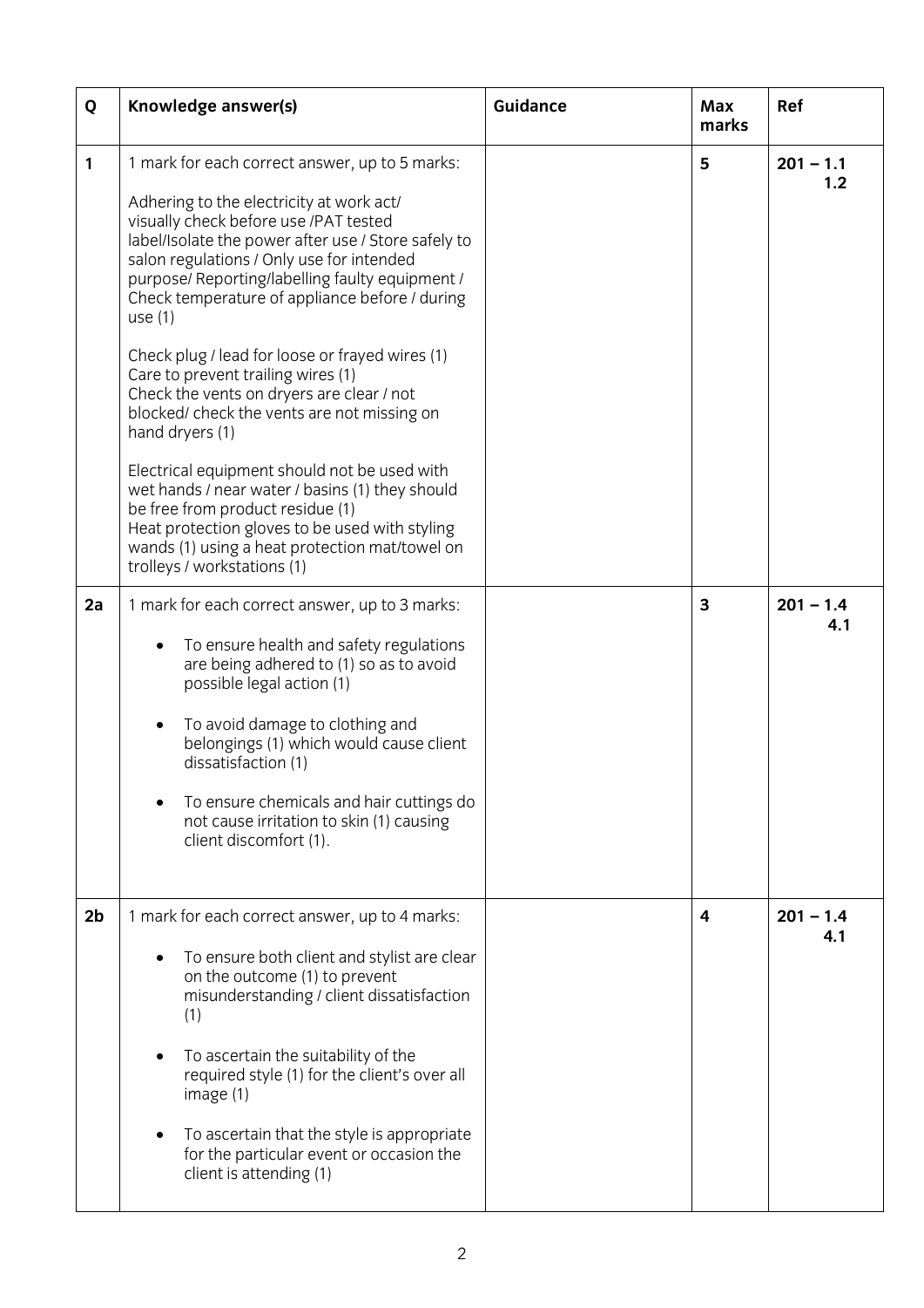| Q | Knowledge answer(s) | Guidance | Max marks | Ref |
|---|---|---|---|---|
| **1** | 1 mark for each correct answer, up to 5 marks:<br><br>Adhering to the electricity at work act/ visually check before use /PAT tested label/Isolate the power after use / Store safely to salon regulations / Only use for intended purpose/ Reporting/labelling faulty equipment / Check temperature of appliance before / during use (1)<br><br>Check plug / lead for loose or frayed wires (1)<br>Care to prevent trailing wires (1)<br>Check the vents on dryers are clear / not blocked/ check the vents are not missing on hand dryers (1)<br><br>Electrical equipment should not be used with wet hands / near water / basins (1) they should be free from product residue (1)<br>Heat protection gloves to be used with styling wands (1) using a heat protection mat/towel on trolleys / workstations (1) | | **5** | **201 – 1.1 1.2** |
| **2a** | 1 mark for each correct answer, up to 3 marks:<br><br>• To ensure health and safety regulations are being adhered to (1) so as to avoid possible legal action (1)<br><br>• To avoid damage to clothing and belongings (1) which would cause client dissatisfaction (1)<br><br>• To ensure chemicals and hair cuttings do not cause irritation to skin (1) causing client discomfort (1). | | **3** | **201 – 1.4 4.1** |
| **2b** | 1 mark for each correct answer, up to 4 marks:<br><br>• To ensure both client and stylist are clear on the outcome (1) to prevent misunderstanding / client dissatisfaction (1)<br><br>• To ascertain the suitability of the required style (1) for the client's over all image (1)<br><br>• To ascertain that the style is appropriate for the particular event or occasion the client is attending (1) | | **4** | **201 – 1.4 4.1** |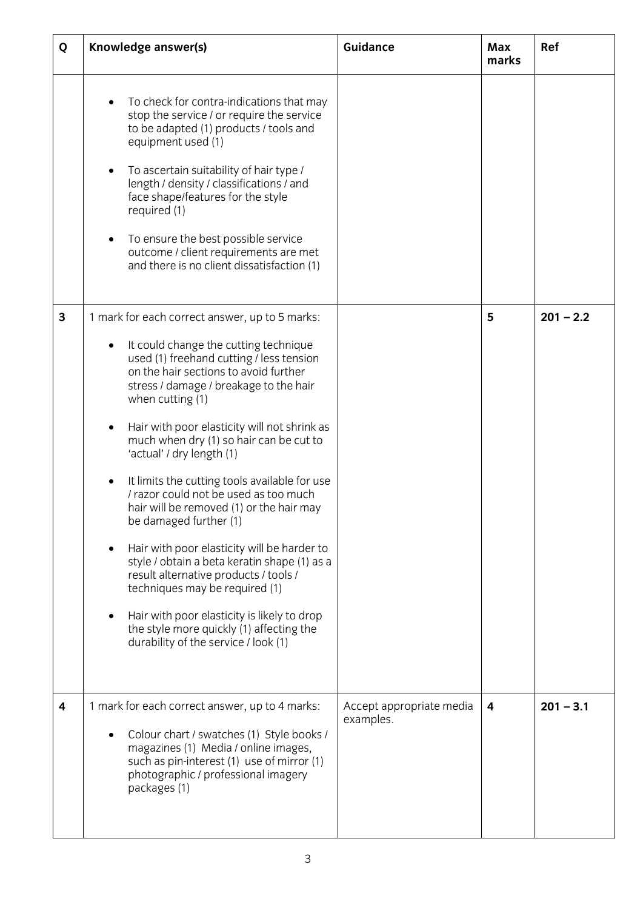| Q | Knowledge answer(s) | Guidance | Max marks | Ref |
|---|---|---|---|---|
| | • To check for contra-indications that may stop the service / or require the service to be adapted (1) products / tools and equipment used (1)<br><br>• To ascertain suitability of hair type / length / density / classifications / and face shape/features for the style required (1)<br><br>• To ensure the best possible service outcome / client requirements are met and there is no client dissatisfaction (1) | | | |
| **3** | 1 mark for each correct answer, up to 5 marks:<br><br>• It could change the cutting technique used (1) freehand cutting / less tension on the hair sections to avoid further stress / damage / breakage to the hair when cutting (1)<br><br>• Hair with poor elasticity will not shrink as much when dry (1) so hair can be cut to 'actual' / dry length (1)<br><br>• It limits the cutting tools available for use / razor could not be used as too much hair will be removed (1) or the hair may be damaged further (1)<br><br>• Hair with poor elasticity will be harder to style / obtain a beta keratin shape (1) as a result alternative products / tools / techniques may be required (1)<br><br>• Hair with poor elasticity is likely to drop the style more quickly (1) affecting the durability of the service / look (1) | | **5** | **201 – 2.2** |
| **4** | 1 mark for each correct answer, up to 4 marks:<br><br>• Colour chart / swatches (1) Style books / magazines (1) Media / online images, such as pin-interest (1) use of mirror (1) photographic / professional imagery packages (1) | Accept appropriate media examples. | **4** | **201 – 3.1** |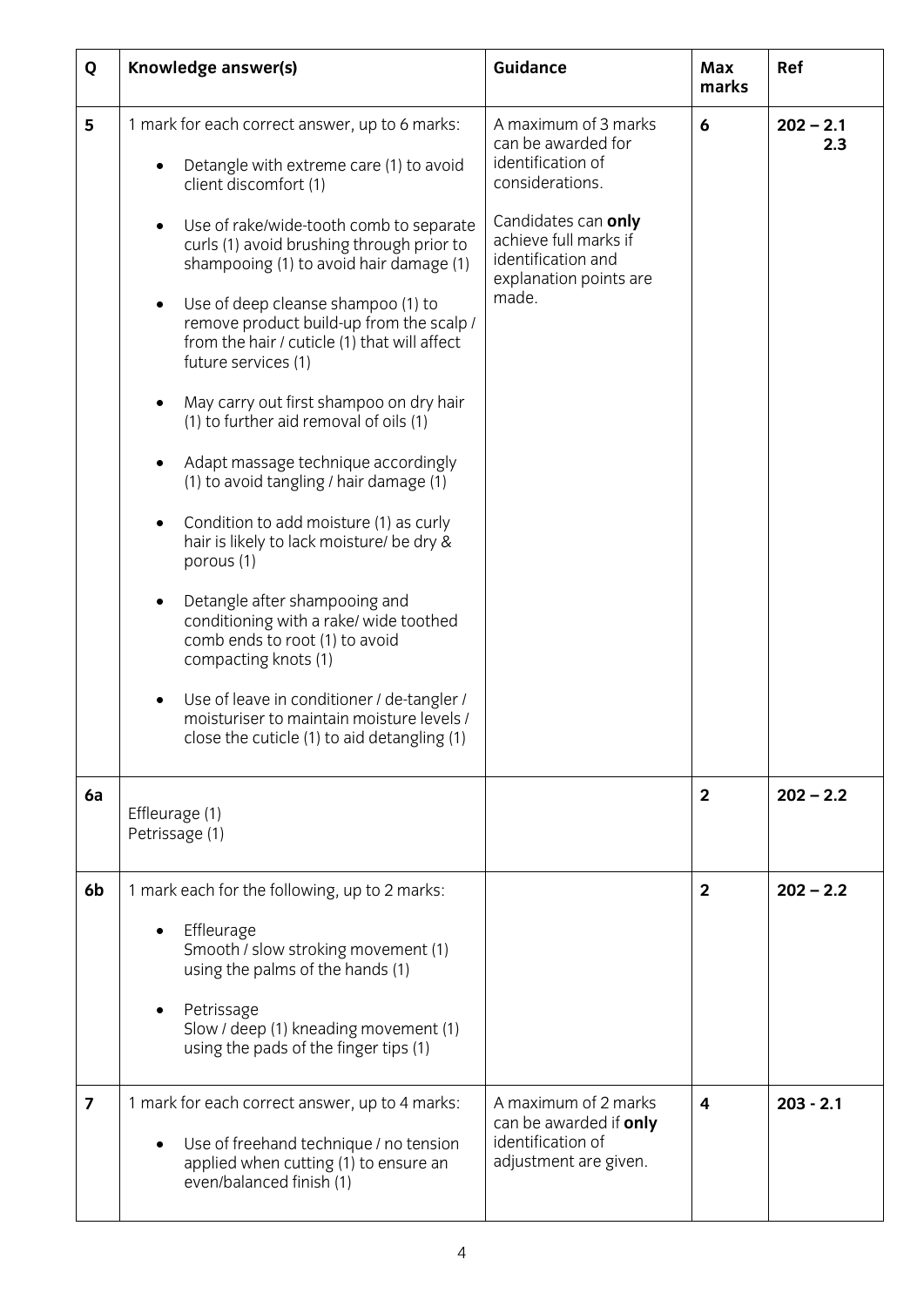| Q | Knowledge answer(s) | Guidance | Max marks | Ref |
|---|---|---|---|---|
| **5** | 1 mark for each correct answer, up to 6 marks:<br>• Detangle with extreme care (1) to avoid client discomfort (1)<br>• Use of rake/wide-tooth comb to separate curls (1) avoid brushing through prior to shampooing (1) to avoid hair damage (1)<br>• Use of deep cleanse shampoo (1) to remove product build-up from the scalp / from the hair / cuticle (1) that will affect future services (1)<br>• May carry out first shampoo on dry hair (1) to further aid removal of oils (1)<br>• Adapt massage technique accordingly (1) to avoid tangling / hair damage (1)<br>• Condition to add moisture (1) as curly hair is likely to lack moisture/ be dry & porous (1)<br>• Detangle after shampooing and conditioning with a rake/ wide toothed comb ends to root (1) to avoid compacting knots (1)<br>• Use of leave in conditioner / de-tangler / moisturiser to maintain moisture levels / close the cuticle (1) to aid detangling (1) | A maximum of 3 marks can be awarded for identification of considerations.<br><br>Candidates can **only** achieve full marks if identification and explanation points are made. | **6** | **202 – 2.1 2.3** |
| **6a** | Effleurage (1)<br>Petrissage (1) | | **2** | **202 – 2.2** |
| **6b** | 1 mark each for the following, up to 2 marks:<br>• Effleurage<br>Smooth / slow stroking movement (1) using the palms of the hands (1)<br>• Petrissage<br>Slow / deep (1) kneading movement (1) using the pads of the finger tips (1) | | **2** | **202 – 2.2** |
| **7** | 1 mark for each correct answer, up to 4 marks:<br>• Use of freehand technique / no tension applied when cutting (1) to ensure an even/balanced finish (1) | A maximum of 2 marks can be awarded if **only** identification of adjustment are given. | **4** | **203 - 2.1** |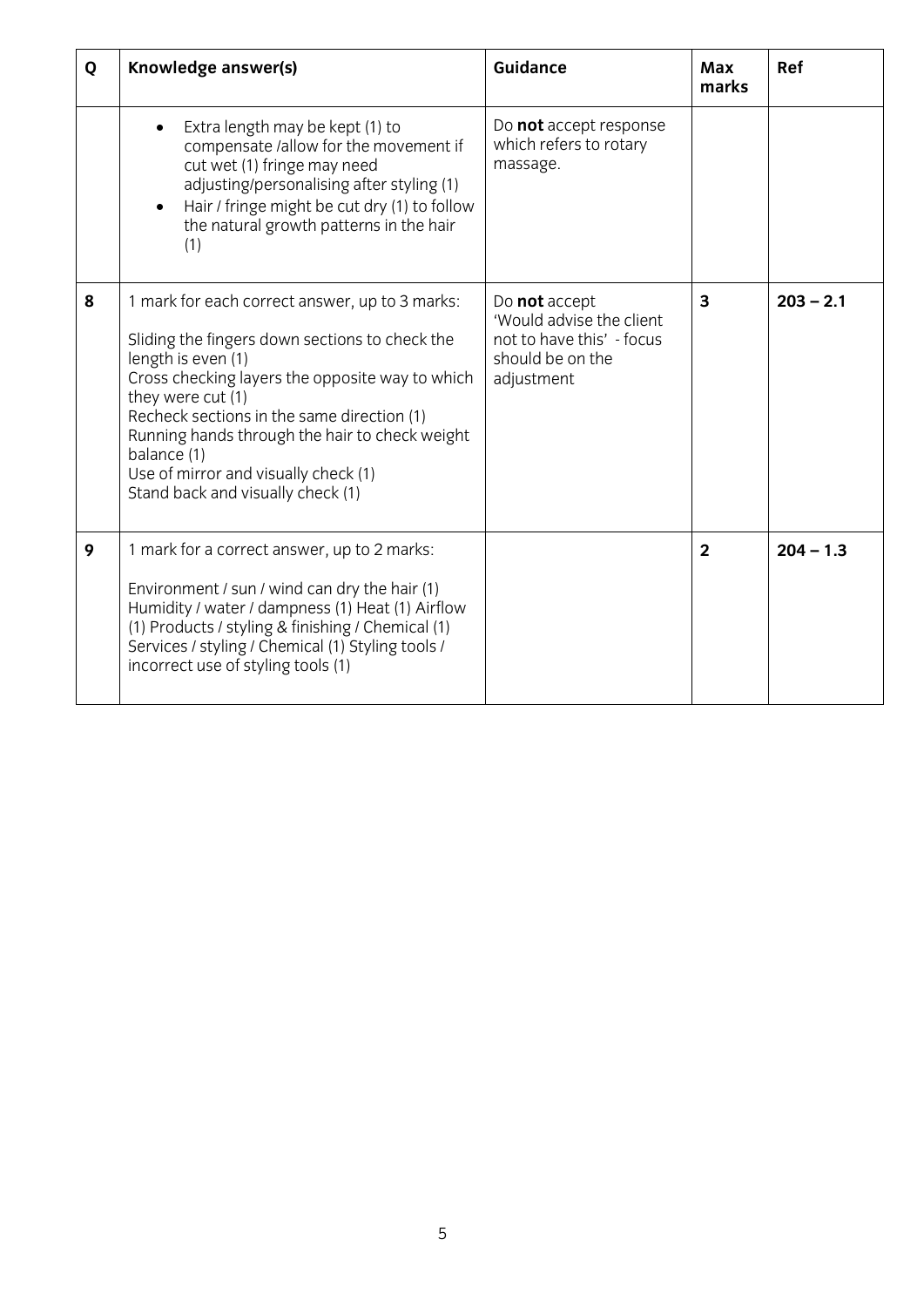| Q | Knowledge answer(s) | Guidance | Max marks | Ref |
|---|---|---|---|---|
| | • Extra length may be kept (1) to compensate /allow for the movement if cut wet (1) fringe may need adjusting/personalising after styling (1)<br>• Hair / fringe might be cut dry (1) to follow the natural growth patterns in the hair (1) | Do **not** accept response which refers to rotary massage. | | |
| **8** | 1 mark for each correct answer, up to 3 marks:<br><br>Sliding the fingers down sections to check the length is even (1)<br>Cross checking layers the opposite way to which they were cut (1)<br>Recheck sections in the same direction (1)<br>Running hands through the hair to check weight balance (1)<br>Use of mirror and visually check (1)<br>Stand back and visually check (1) | Do **not** accept 'Would advise the client not to have this' - focus should be on the adjustment | **3** | **203 – 2.1** |
| **9** | 1 mark for a correct answer, up to 2 marks:<br><br>Environment / sun / wind can dry the hair (1) Humidity / water / dampness (1) Heat (1) Airflow (1) Products / styling & finishing / Chemical (1) Services / styling / Chemical (1) Styling tools / incorrect use of styling tools (1) | | **2** | **204 – 1.3** |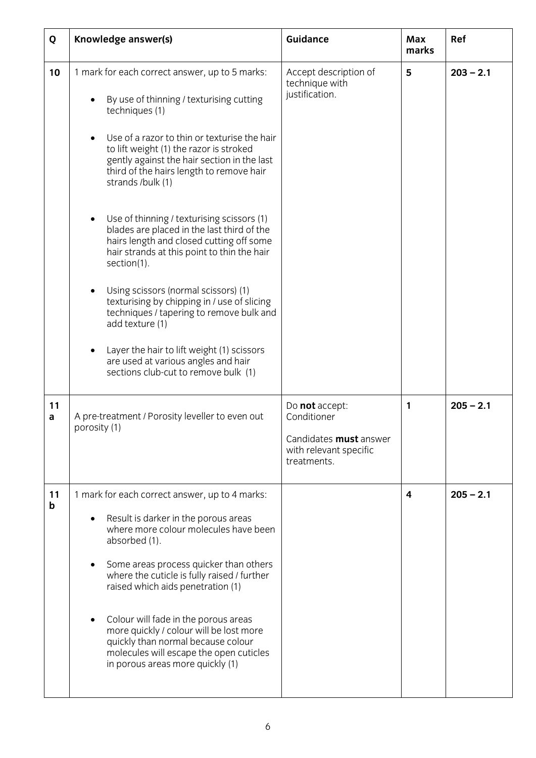| Q | Knowledge answer(s) | Guidance | Max marks | Ref |
|---|---|---|---|---|
| 10 | 1 mark for each correct answer, up to 5 marks:<br><br>• By use of thinning / texturising cutting techniques (1)<br><br>• Use of a razor to thin or texturise the hair to lift weight (1) the razor is stroked gently against the hair section in the last third of the hairs length to remove hair strands /bulk (1)<br><br>• Use of thinning / texturising scissors (1) blades are placed in the last third of the hairs length and closed cutting off some hair strands at this point to thin the hair section(1).<br><br>• Using scissors (normal scissors) (1) texturising by chipping in / use of slicing techniques / tapering to remove bulk and add texture (1)<br><br>• Layer the hair to lift weight (1) scissors are used at various angles and hair sections club-cut to remove bulk (1) | Accept description of technique with justification. | **5** | **203 – 2.1** |
| 11 a | A pre-treatment / Porosity leveller to even out porosity (1) | Do **not** accept: Conditioner<br><br>Candidates **must** answer with relevant specific treatments. | **1** | **205 – 2.1** |
| 11 b | 1 mark for each correct answer, up to 4 marks:<br><br>• Result is darker in the porous areas where more colour molecules have been absorbed (1).<br><br>• Some areas process quicker than others where the cuticle is fully raised / further raised which aids penetration (1)<br><br>• Colour will fade in the porous areas more quickly / colour will be lost more quickly than normal because colour molecules will escape the open cuticles in porous areas more quickly (1) | | **4** | **205 – 2.1** |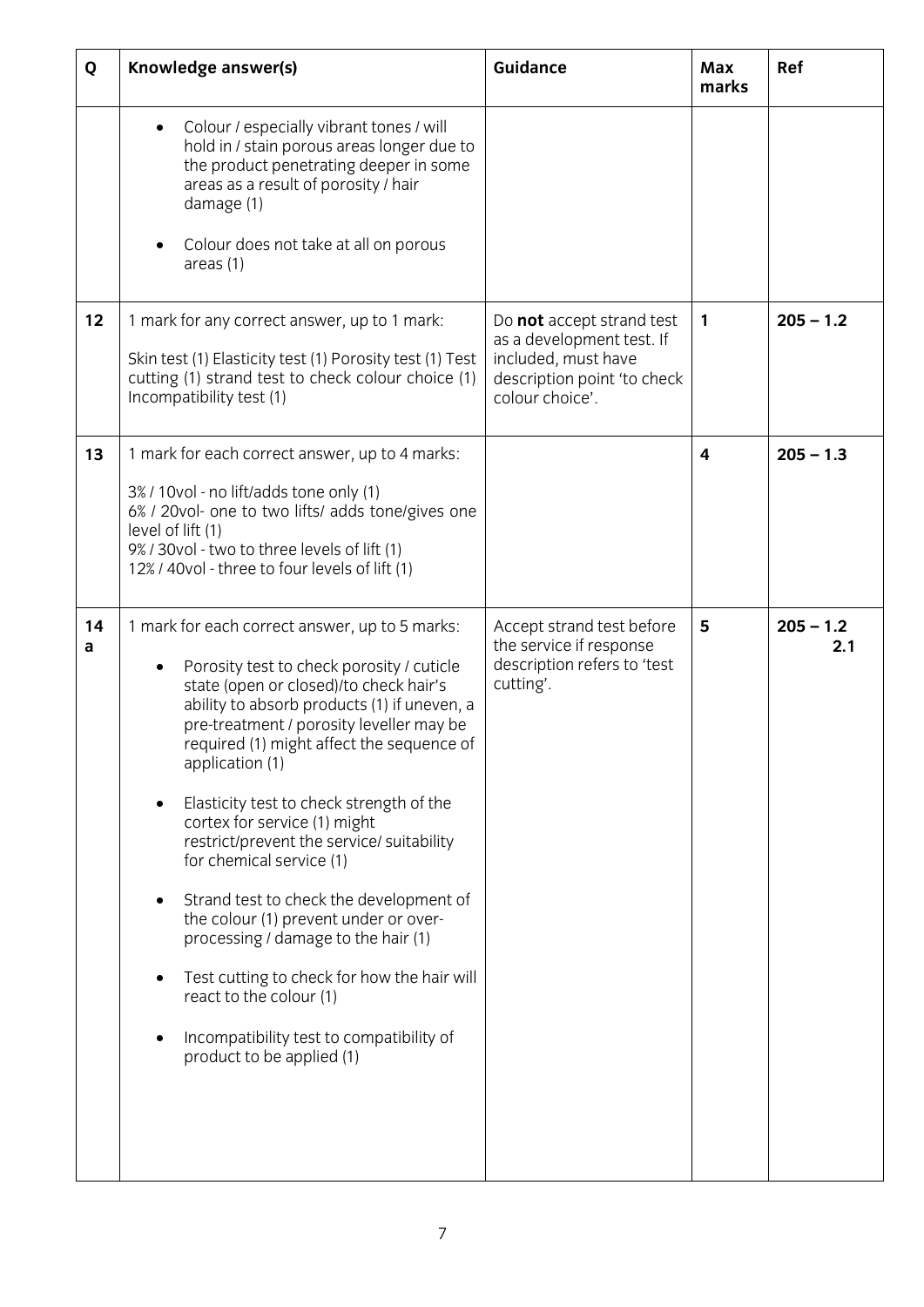| Q | Knowledge answer(s) | Guidance | Max marks | Ref |
|---|---|---|---|---|
| | • Colour / especially vibrant tones / will hold in / stain porous areas longer due to the product penetrating deeper in some areas as a result of porosity / hair damage (1)<br><br>• Colour does not take at all on porous areas (1) | | | |
| 12 | 1 mark for any correct answer, up to 1 mark:<br><br>Skin test (1) Elasticity test (1) Porosity test (1) Test cutting (1) strand test to check colour choice (1) Incompatibility test (1) | Do **not** accept strand test as a development test. If included, must have description point 'to check colour choice'. | **1** | **205 – 1.2** |
| 13 | 1 mark for each correct answer, up to 4 marks:<br><br>3% / 10vol - no lift/adds tone only (1)<br>6% / 20vol- one to two lifts/ adds tone/gives one level of lift (1)<br>9% / 30vol - two to three levels of lift (1)<br>12% / 40vol - three to four levels of lift (1) | | **4** | **205 – 1.3** |
| 14 a | 1 mark for each correct answer, up to 5 marks:<br><br>• Porosity test to check porosity / cuticle state (open or closed)/to check hair's ability to absorb products (1) if uneven, a pre-treatment / porosity leveller may be required (1) might affect the sequence of application (1)<br><br>• Elasticity test to check strength of the cortex for service (1) might restrict/prevent the service/ suitability for chemical service (1)<br><br>• Strand test to check the development of the colour (1) prevent under or over-processing / damage to the hair (1)<br><br>• Test cutting to check for how the hair will react to the colour (1)<br><br>• Incompatibility test to compatibility of product to be applied (1) | Accept strand test before the service if response description refers to 'test cutting'. | **5** | **205 – 1.2 2.1** |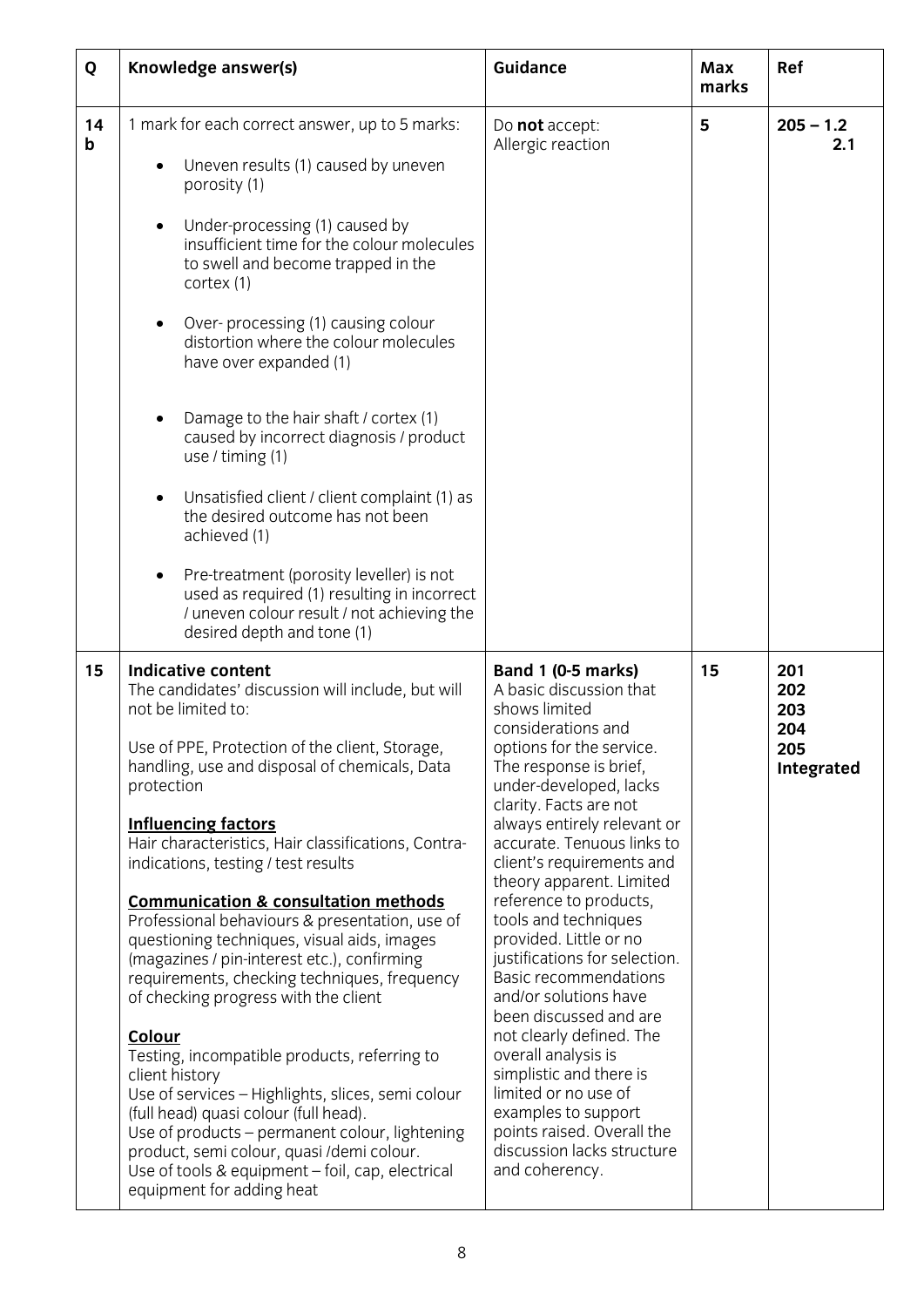| Q | Knowledge answer(s) | Guidance | Max marks | Ref |
|---|---|---|---|---|
| 14 b | 1 mark for each correct answer, up to 5 marks:<br><br>• Uneven results (1) caused by uneven porosity (1)<br><br>• Under-processing (1) caused by insufficient time for the colour molecules to swell and become trapped in the cortex (1)<br><br>• Over- processing (1) causing colour distortion where the colour molecules have over expanded (1)<br><br>• Damage to the hair shaft / cortex (1) caused by incorrect diagnosis / product use / timing (1)<br><br>• Unsatisfied client / client complaint (1) as the desired outcome has not been achieved (1)<br><br>• Pre-treatment (porosity leveller) is not used as required (1) resulting in incorrect / uneven colour result / not achieving the desired depth and tone (1) | Do **not** accept:<br>Allergic reaction | **5** | **205 – 1.2<br>2.1** |
| 15 | **Indicative content**<br>The candidates' discussion will include, but will not be limited to:<br><br>Use of PPE, Protection of the client, Storage, handling, use and disposal of chemicals, Data protection<br><br>**Influencing factors**<br>Hair characteristics, Hair classifications, Contra-indications, testing / test results<br><br>**Communication & consultation methods**<br>Professional behaviours & presentation, use of questioning techniques, visual aids, images (magazines / pin-interest etc.), confirming requirements, checking techniques, frequency of checking progress with the client<br><br>**Colour**<br>Testing, incompatible products, referring to client history<br>Use of services – Highlights, slices, semi colour (full head) quasi colour (full head).<br>Use of products – permanent colour, lightening product, semi colour, quasi /demi colour.<br>Use of tools & equipment – foil, cap, electrical equipment for adding heat | **Band 1 (0-5 marks)**<br>A basic discussion that shows limited considerations and options for the service. The response is brief, under-developed, lacks clarity. Facts are not always entirely relevant or accurate. Tenuous links to client's requirements and theory apparent. Limited reference to products, tools and techniques provided. Little or no justifications for selection. Basic recommendations and/or solutions have been discussed and are not clearly defined. The overall analysis is simplistic and there is limited or no use of examples to support points raised. Overall the discussion lacks structure and coherency. | **15** | **201<br>202<br>203<br>204<br>205<br>Integrated** |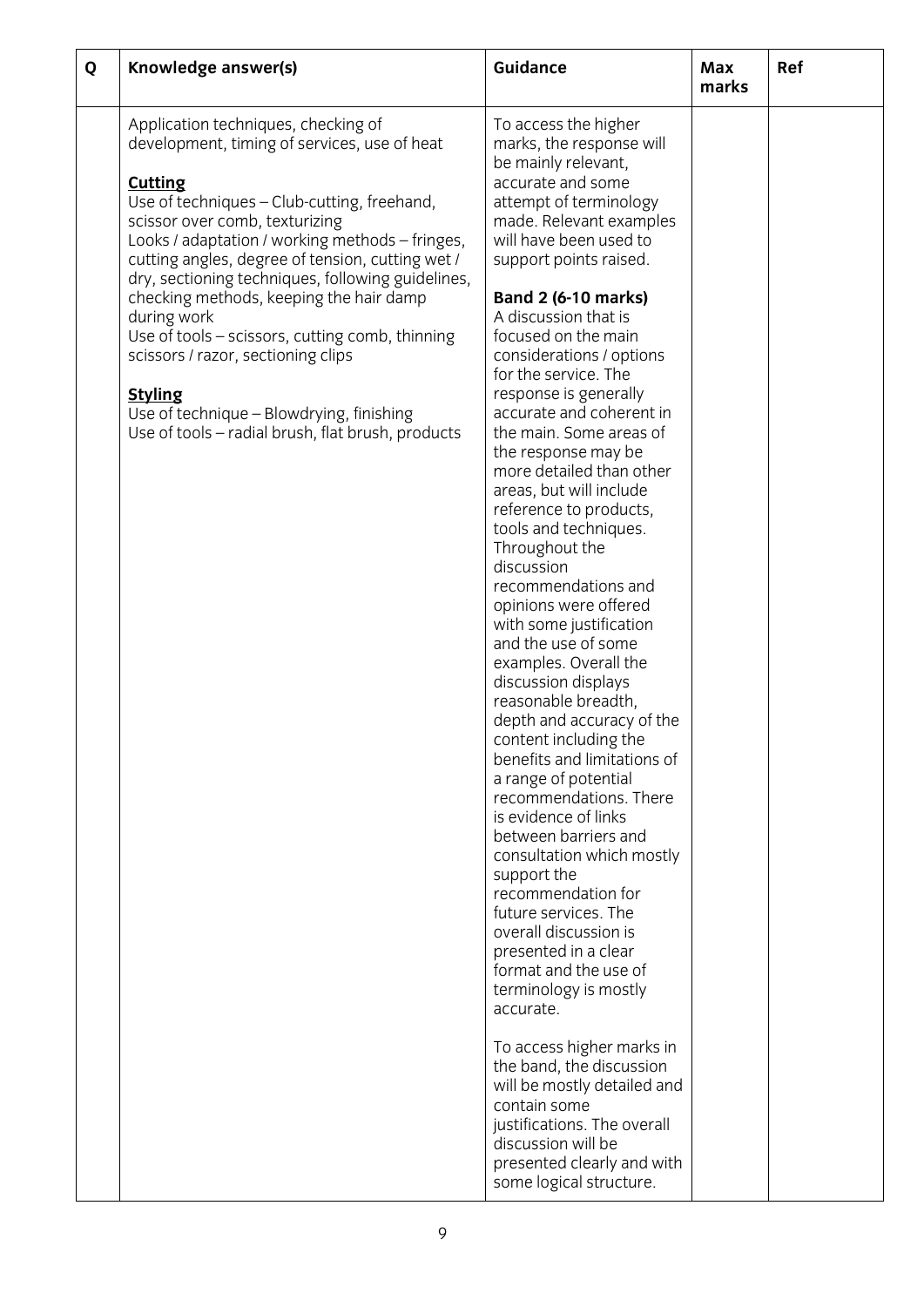| Q | Knowledge answer(s) | Guidance | Max marks | Ref |
|---|---|---|---|---|
| | Application techniques, checking of development, timing of services, use of heat<br><br>**Cutting**<br>Use of techniques – Club-cutting, freehand, scissor over comb, texturizing<br>Looks / adaptation / working methods – fringes, cutting angles, degree of tension, cutting wet / dry, sectioning techniques, following guidelines, checking methods, keeping the hair damp during work<br>Use of tools – scissors, cutting comb, thinning scissors / razor, sectioning clips<br><br>**Styling**<br>Use of technique – Blowdrying, finishing<br>Use of tools – radial brush, flat brush, products | To access the higher marks, the response will be mainly relevant, accurate and some attempt of terminology made. Relevant examples will have been used to support points raised.<br><br>**Band 2 (6-10 marks)**<br>A discussion that is focused on the main considerations / options for the service. The response is generally accurate and coherent in the main. Some areas of the response may be more detailed than other areas, but will include reference to products, tools and techniques. Throughout the discussion recommendations and opinions were offered with some justification and the use of some examples. Overall the discussion displays reasonable breadth, depth and accuracy of the content including the benefits and limitations of a range of potential recommendations. There is evidence of links between barriers and consultation which mostly support the recommendation for future services. The overall discussion is presented in a clear format and the use of terminology is mostly accurate.<br><br>To access higher marks in the band, the discussion will be mostly detailed and contain some justifications. The overall discussion will be presented clearly and with some logical structure. | | |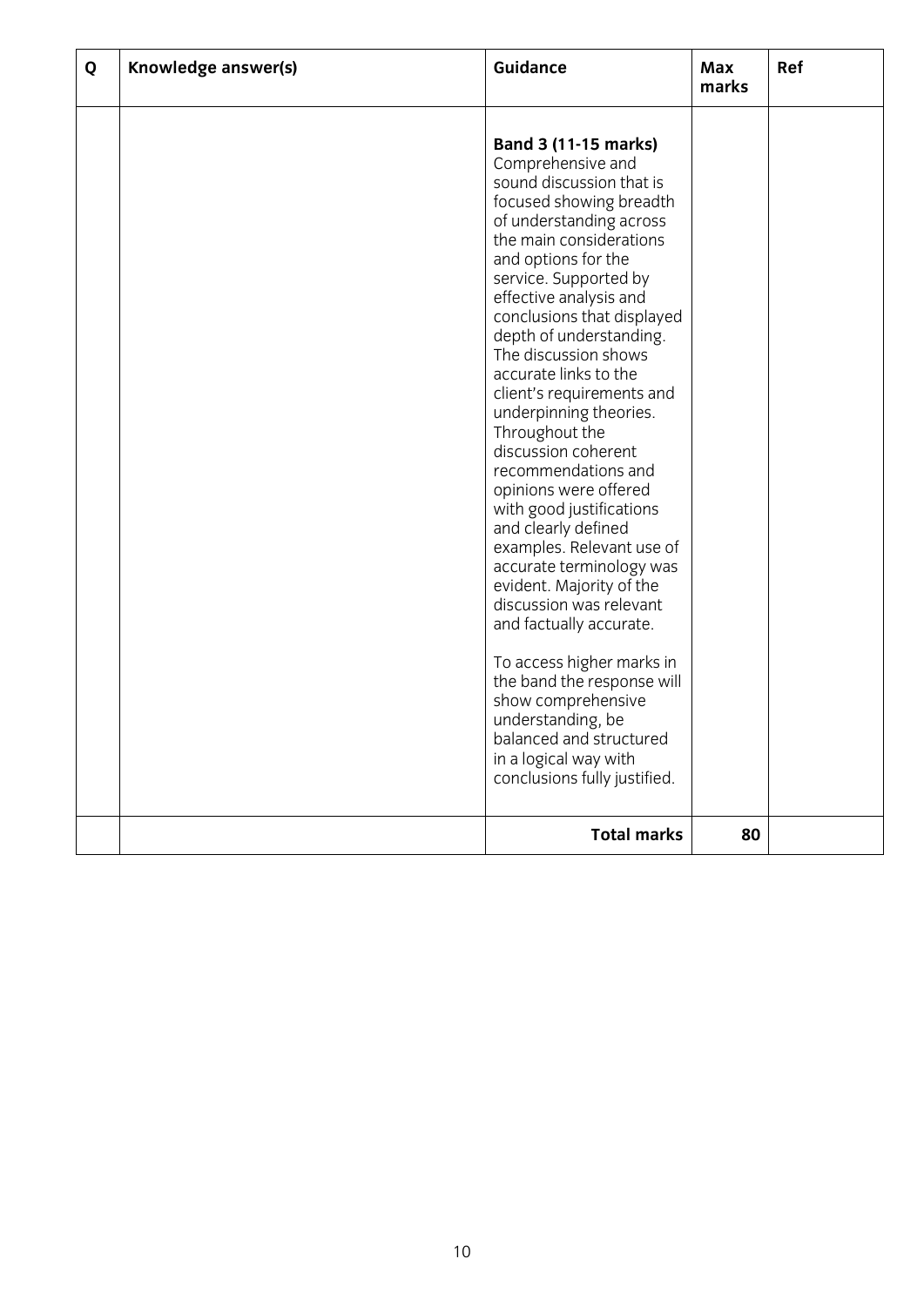| Q | Knowledge answer(s) | Guidance | Max marks | Ref |
|---|---|---|---|---|
| | | **Band 3 (11-15 marks)**<br>Comprehensive and sound discussion that is focused showing breadth of understanding across the main considerations and options for the service. Supported by effective analysis and conclusions that displayed depth of understanding. The discussion shows accurate links to the client's requirements and underpinning theories. Throughout the discussion coherent recommendations and opinions were offered with good justifications and clearly defined examples. Relevant use of accurate terminology was evident. Majority of the discussion was relevant and factually accurate.<br><br>To access higher marks in the band the response will show comprehensive understanding, be balanced and structured in a logical way with conclusions fully justified. | | |
| | | **Total marks** | **80** | |